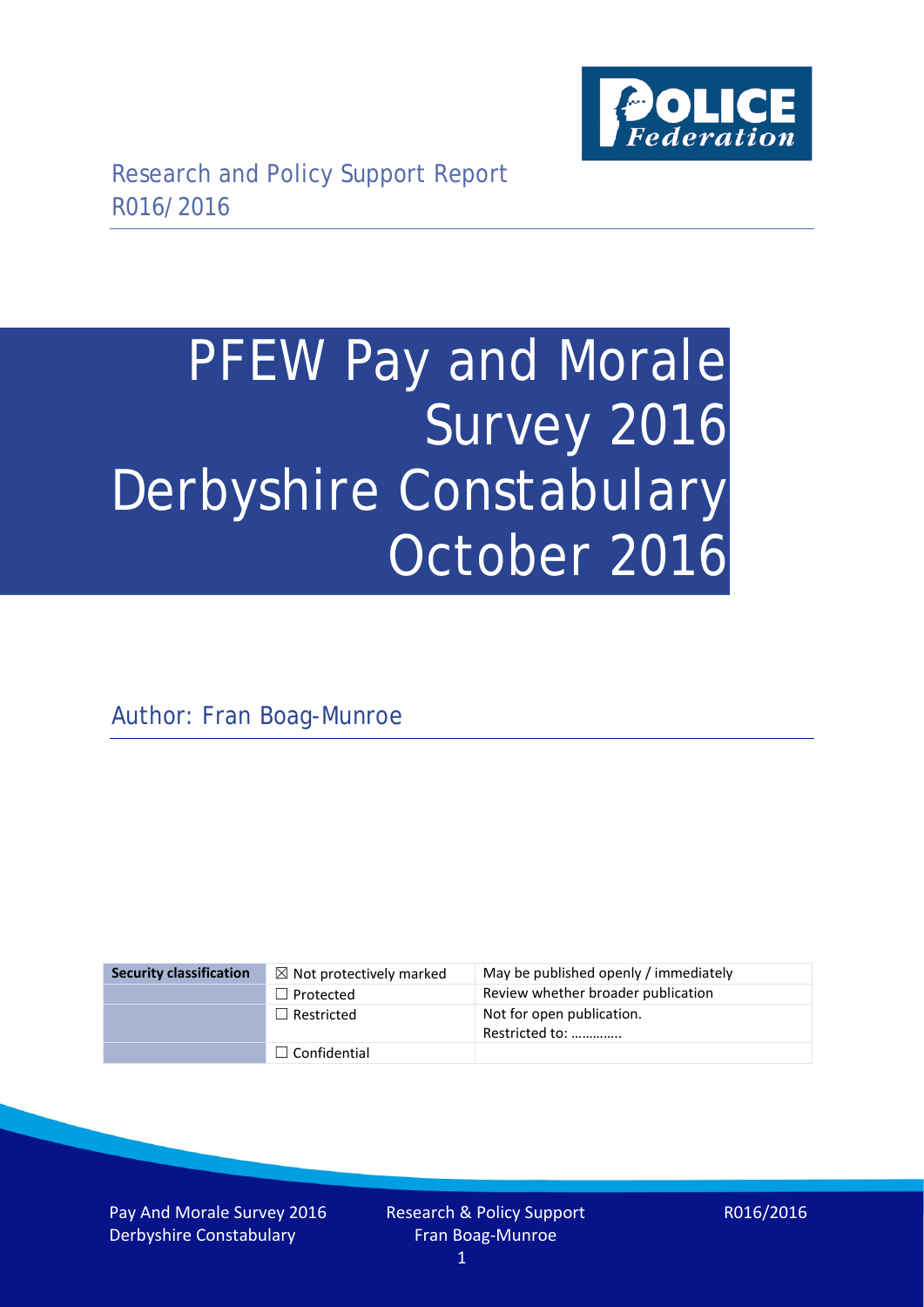Research and Policy Support Report
R016/2016

# PFEW Pay and Morale Survey 2016 Derbyshire Constabulary October 2016

Author: Fran Boag-Munroe

| Security classification | ☒ Not protectively marked | May be published openly / immediately |
| --- | --- | --- |
| | ☐ Protected | Review whether broader publication |
| | ☐ Restricted | Not for open publication. Restricted to: ………….. |
| | ☐ Confidential | |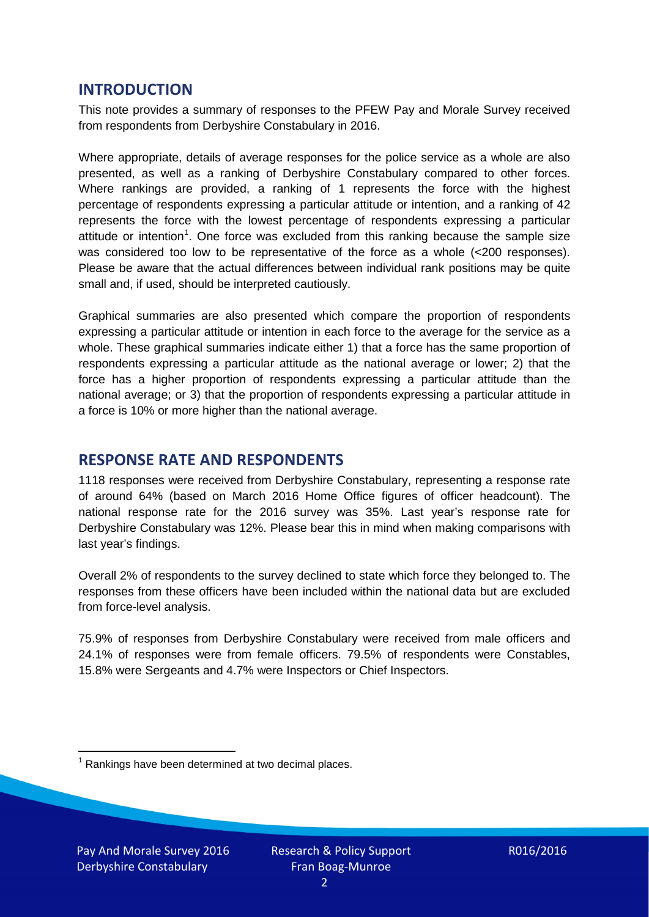## INTRODUCTION

This note provides a summary of responses to the PFEW Pay and Morale Survey received from respondents from Derbyshire Constabulary in 2016.

Where appropriate, details of average responses for the police service as a whole are also presented, as well as a ranking of Derbyshire Constabulary compared to other forces. Where rankings are provided, a ranking of 1 represents the force with the highest percentage of respondents expressing a particular attitude or intention, and a ranking of 42 represents the force with the lowest percentage of respondents expressing a particular attitude or intention[1]. One force was excluded from this ranking because the sample size was considered too low to be representative of the force as a whole (<200 responses). Please be aware that the actual differences between individual rank positions may be quite small and, if used, should be interpreted cautiously.

Graphical summaries are also presented which compare the proportion of respondents expressing a particular attitude or intention in each force to the average for the service as a whole. These graphical summaries indicate either 1) that a force has the same proportion of respondents expressing a particular attitude as the national average or lower; 2) that the force has a higher proportion of respondents expressing a particular attitude than the national average; or 3) that the proportion of respondents expressing a particular attitude in a force is 10% or more higher than the national average.

## RESPONSE RATE AND RESPONDENTS

1118 responses were received from Derbyshire Constabulary, representing a response rate of around 64% (based on March 2016 Home Office figures of officer headcount). The national response rate for the 2016 survey was 35%. Last year's response rate for Derbyshire Constabulary was 12%. Please bear this in mind when making comparisons with last year's findings.

Overall 2% of respondents to the survey declined to state which force they belonged to. The responses from these officers have been included within the national data but are excluded from force-level analysis.

75.9% of responses from Derbyshire Constabulary were received from male officers and 24.1% of responses were from female officers. 79.5% of respondents were Constables, 15.8% were Sergeants and 4.7% were Inspectors or Chief Inspectors.

[1] Rankings have been determined at two decimal places.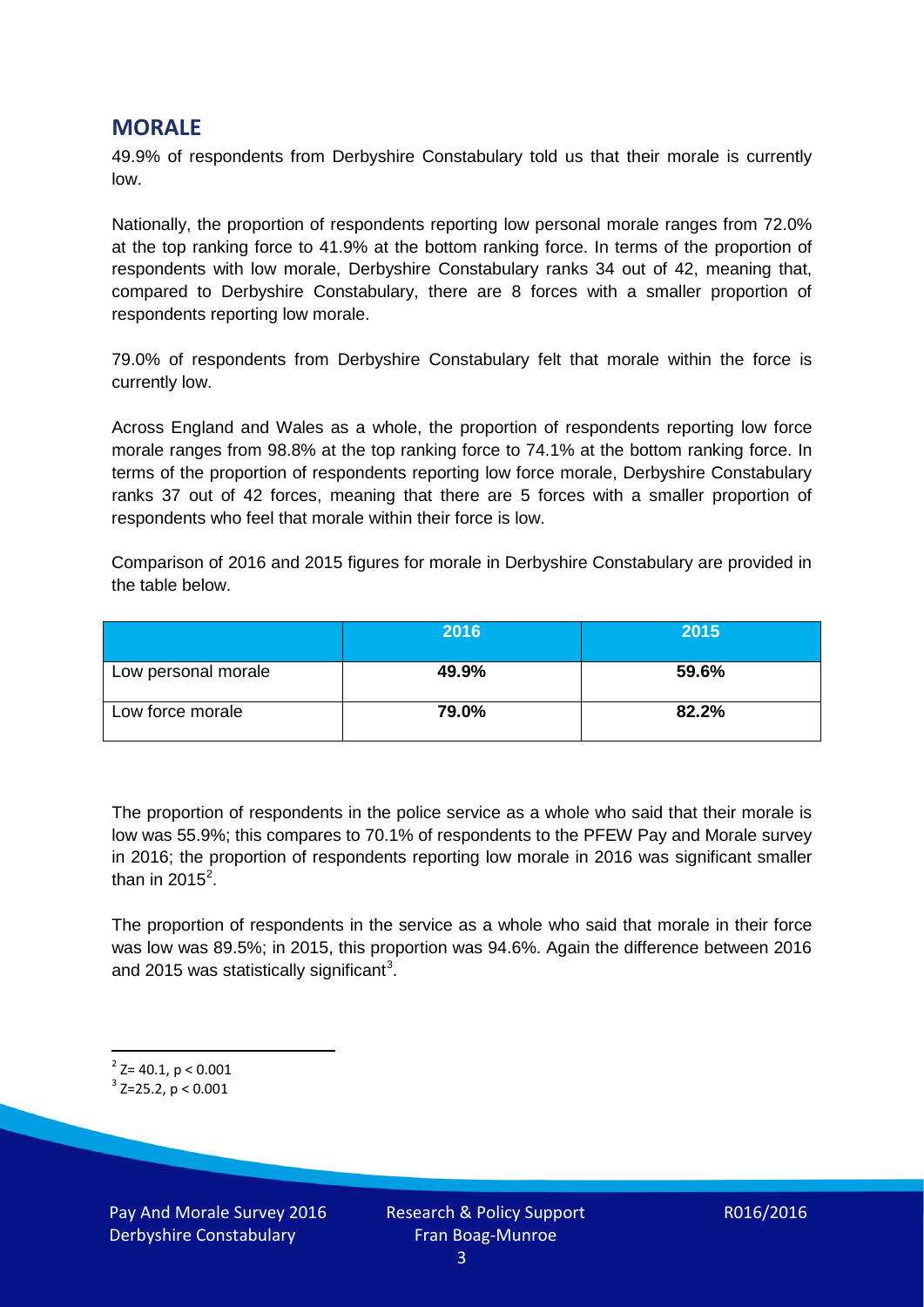## MORALE

49.9% of respondents from Derbyshire Constabulary told us that their morale is currently low.

Nationally, the proportion of respondents reporting low personal morale ranges from 72.0% at the top ranking force to 41.9% at the bottom ranking force. In terms of the proportion of respondents with low morale, Derbyshire Constabulary ranks 34 out of 42, meaning that, compared to Derbyshire Constabulary, there are 8 forces with a smaller proportion of respondents reporting low morale.

79.0% of respondents from Derbyshire Constabulary felt that morale within the force is currently low.

Across England and Wales as a whole, the proportion of respondents reporting low force morale ranges from 98.8% at the top ranking force to 74.1% at the bottom ranking force. In terms of the proportion of respondents reporting low force morale, Derbyshire Constabulary ranks 37 out of 42 forces, meaning that there are 5 forces with a smaller proportion of respondents who feel that morale within their force is low.

Comparison of 2016 and 2015 figures for morale in Derbyshire Constabulary are provided in the table below.

| | 2016 | 2015 |
|---|---|---|
| Low personal morale | **49.9%** | **59.6%** |
| Low force morale | **79.0%** | **82.2%** |

The proportion of respondents in the police service as a whole who said that their morale is low was 55.9%; this compares to 70.1% of respondents to the PFEW Pay and Morale survey in 2016; the proportion of respondents reporting low morale in 2016 was significant smaller than in 2015[2].

The proportion of respondents in the service as a whole who said that morale in their force was low was 89.5%; in 2015, this proportion was 94.6%. Again the difference between 2016 and 2015 was statistically significant[3].

[2] $Z= 40.1$, $p < 0.001$

[3] $Z=25.2$, $p < 0.001$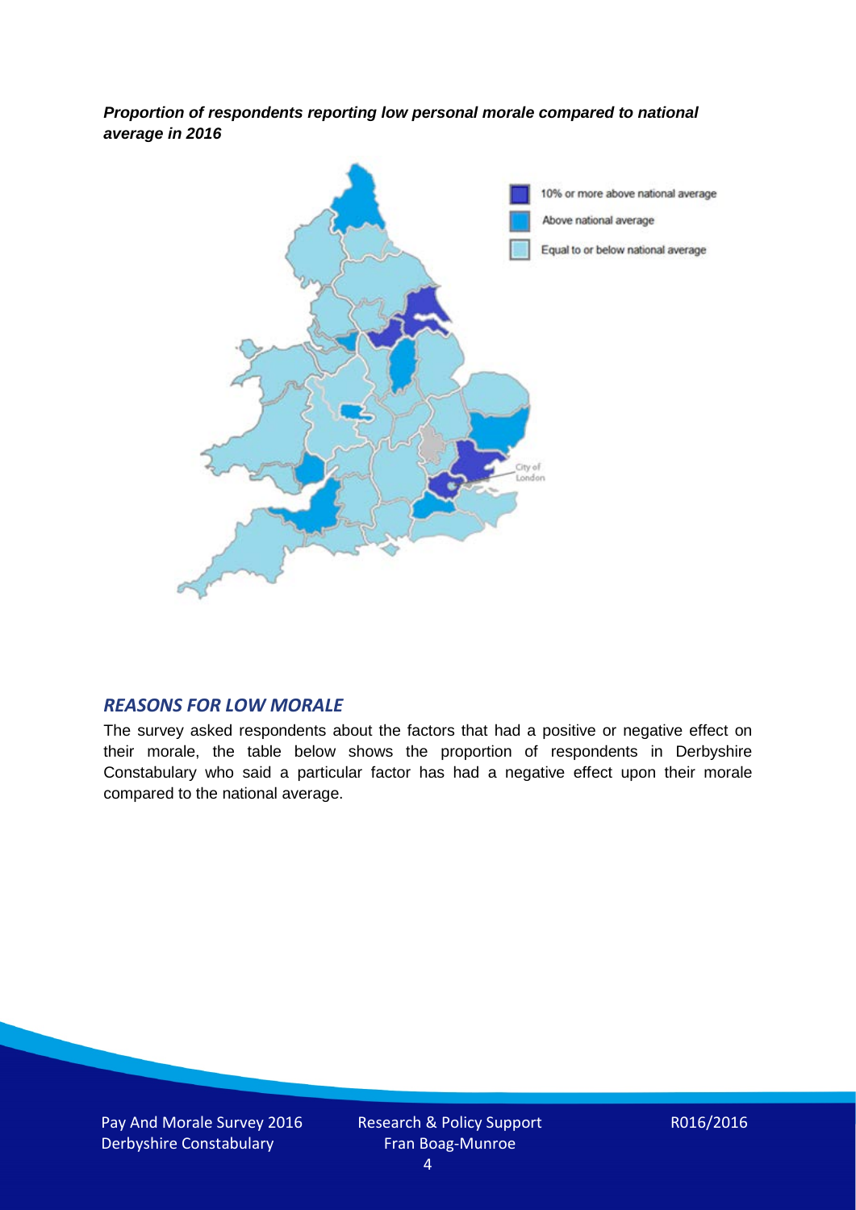***Proportion of respondents reporting low personal morale compared to national average in 2016***

10% or more above national average

Above national average

Equal to or below national average

City of London

## *REASONS FOR LOW MORALE*

The survey asked respondents about the factors that had a positive or negative effect on their morale, the table below shows the proportion of respondents in Derbyshire Constabulary who said a particular factor has had a negative effect upon their morale compared to the national average.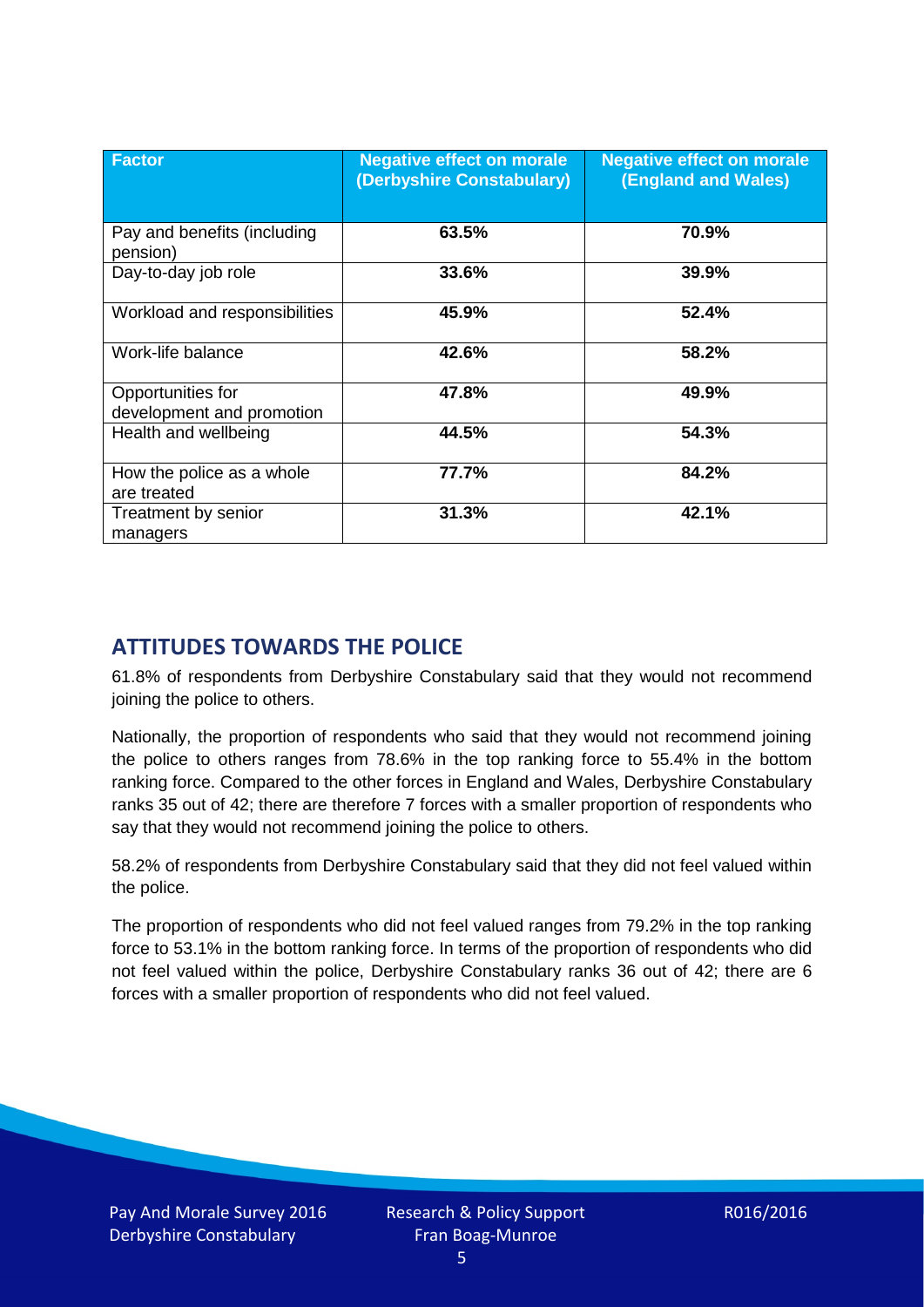| Factor | Negative effect on morale (Derbyshire Constabulary) | Negative effect on morale (England and Wales) |
|---|---|---|
| Pay and benefits (including pension) | **63.5%** | **70.9%** |
| Day-to-day job role | **33.6%** | **39.9%** |
| Workload and responsibilities | **45.9%** | **52.4%** |
| Work-life balance | **42.6%** | **58.2%** |
| Opportunities for development and promotion | **47.8%** | **49.9%** |
| Health and wellbeing | **44.5%** | **54.3%** |
| How the police as a whole are treated | **77.7%** | **84.2%** |
| Treatment by senior managers | **31.3%** | **42.1%** |

## ATTITUDES TOWARDS THE POLICE

61.8% of respondents from Derbyshire Constabulary said that they would not recommend joining the police to others.

Nationally, the proportion of respondents who said that they would not recommend joining the police to others ranges from 78.6% in the top ranking force to 55.4% in the bottom ranking force. Compared to the other forces in England and Wales, Derbyshire Constabulary ranks 35 out of 42; there are therefore 7 forces with a smaller proportion of respondents who say that they would not recommend joining the police to others.

58.2% of respondents from Derbyshire Constabulary said that they did not feel valued within the police.

The proportion of respondents who did not feel valued ranges from 79.2% in the top ranking force to 53.1% in the bottom ranking force. In terms of the proportion of respondents who did not feel valued within the police, Derbyshire Constabulary ranks 36 out of 42; there are 6 forces with a smaller proportion of respondents who did not feel valued.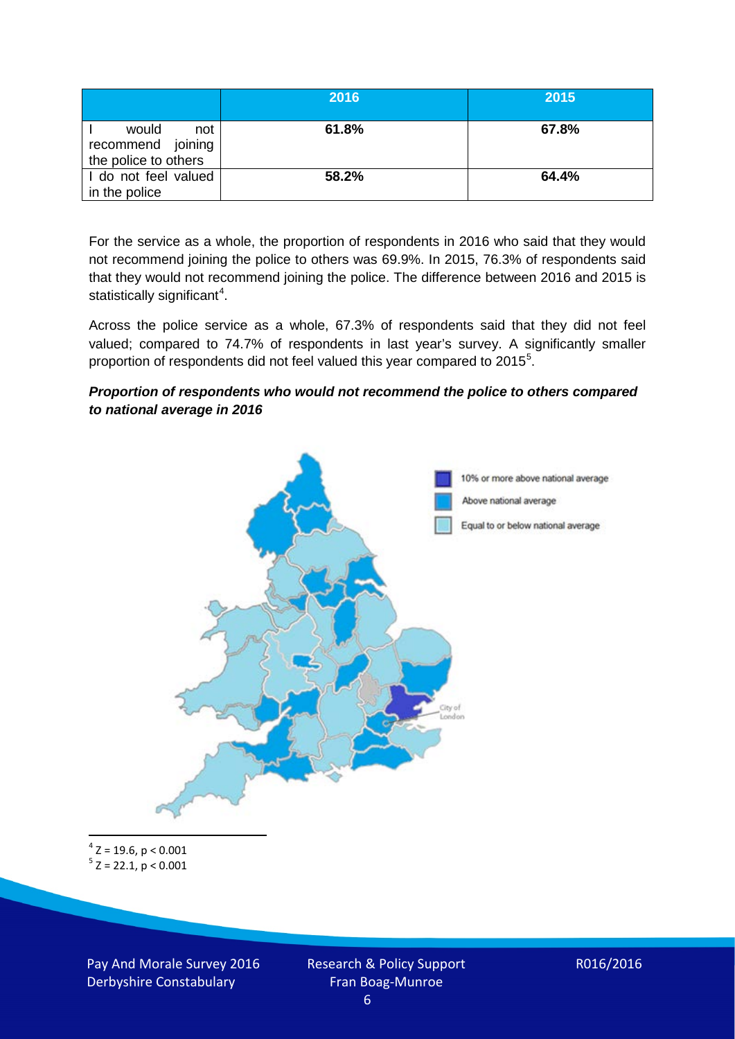| | 2016 | 2015 |
|---|---|---|
| I would not recommend joining the police to others | 61.8% | 67.8% |
| I do not feel valued in the police | 58.2% | 64.4% |

For the service as a whole, the proportion of respondents in 2016 who said that they would not recommend joining the police to others was 69.9%. In 2015, 76.3% of respondents said that they would not recommend joining the police. The difference between 2016 and 2015 is statistically significant[4].

Across the police service as a whole, 67.3% of respondents said that they did not feel valued; compared to 74.7% of respondents in last year's survey. A significantly smaller proportion of respondents did not feel valued this year compared to 2015[5].

***Proportion of respondents who would not recommend the police to others compared to national average in 2016***

10% or more above national average

Above national average

Equal to or below national average

City of London

[4] $Z = 19.6, p < 0.001$

[5] $Z = 22.1, p < 0.001$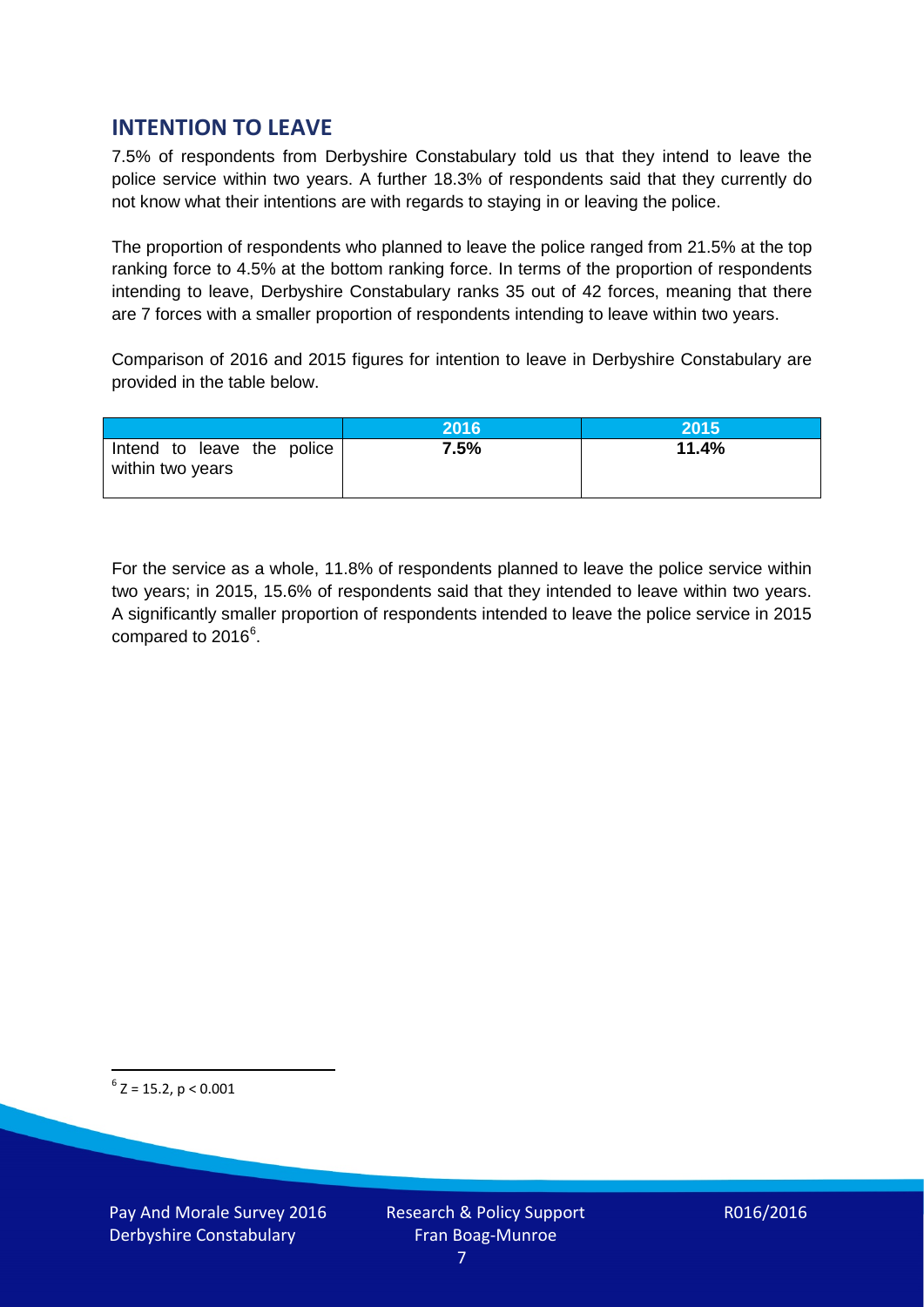## INTENTION TO LEAVE

7.5% of respondents from Derbyshire Constabulary told us that they intend to leave the police service within two years. A further 18.3% of respondents said that they currently do not know what their intentions are with regards to staying in or leaving the police.

The proportion of respondents who planned to leave the police ranged from 21.5% at the top ranking force to 4.5% at the bottom ranking force. In terms of the proportion of respondents intending to leave, Derbyshire Constabulary ranks 35 out of 42 forces, meaning that there are 7 forces with a smaller proportion of respondents intending to leave within two years.

Comparison of 2016 and 2015 figures for intention to leave in Derbyshire Constabulary are provided in the table below.

| | 2016 | 2015 |
|---|---|---|
| Intend to leave the police within two years | **7.5%** | **11.4%** |

For the service as a whole, 11.8% of respondents planned to leave the police service within two years; in 2015, 15.6% of respondents said that they intended to leave within two years. A significantly smaller proportion of respondents intended to leave the police service in 2015 compared to 2016[6].

[6] $Z = 15.2$, $p < 0.001$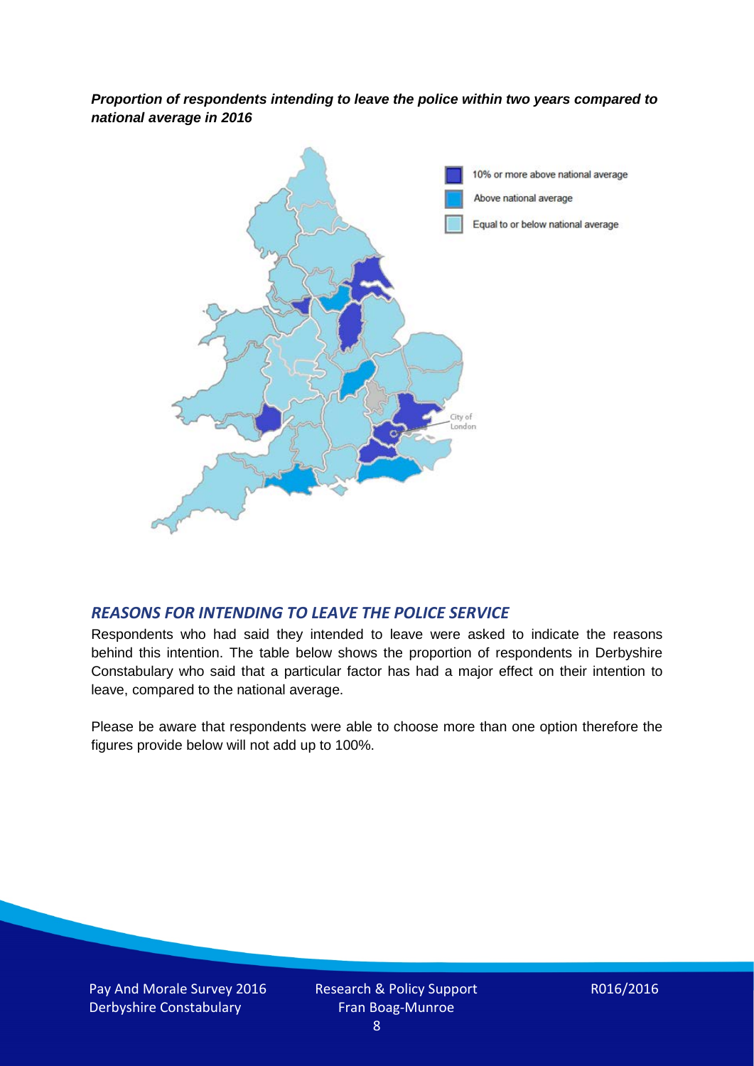***Proportion of respondents intending to leave the police within two years compared to national average in 2016***

## *REASONS FOR INTENDING TO LEAVE THE POLICE SERVICE*

Respondents who had said they intended to leave were asked to indicate the reasons behind this intention. The table below shows the proportion of respondents in Derbyshire Constabulary who said that a particular factor has had a major effect on their intention to leave, compared to the national average.

Please be aware that respondents were able to choose more than one option therefore the figures provide below will not add up to 100%.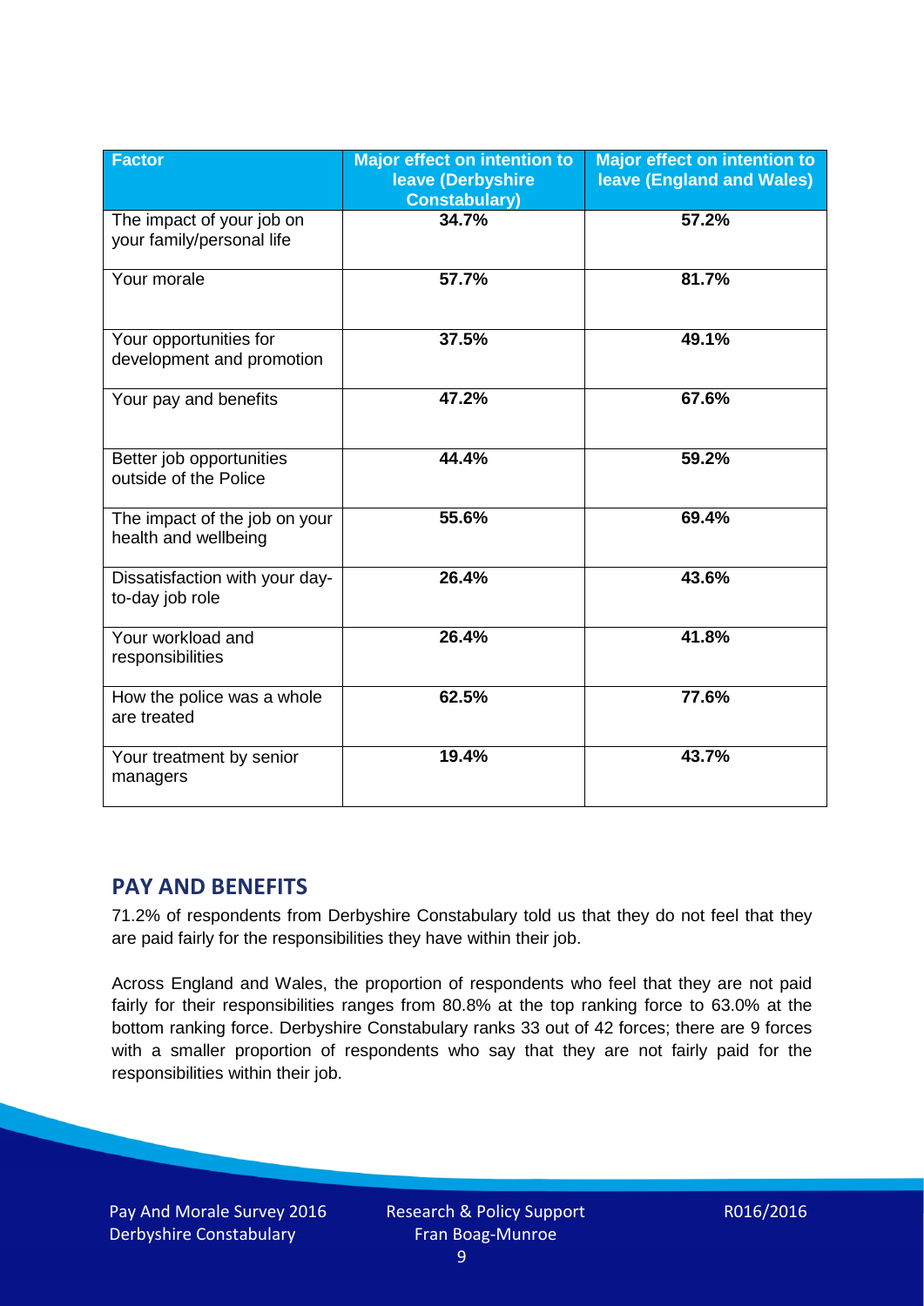| Factor | Major effect on intention to leave (Derbyshire Constabulary) | Major effect on intention to leave (England and Wales) |
| --- | --- | --- |
| The impact of your job on your family/personal life | **34.7%** | **57.2%** |
| Your morale | **57.7%** | **81.7%** |
| Your opportunities for development and promotion | **37.5%** | **49.1%** |
| Your pay and benefits | **47.2%** | **67.6%** |
| Better job opportunities outside of the Police | **44.4%** | **59.2%** |
| The impact of the job on your health and wellbeing | **55.6%** | **69.4%** |
| Dissatisfaction with your day-to-day job role | **26.4%** | **43.6%** |
| Your workload and responsibilities | **26.4%** | **41.8%** |
| How the police was a whole are treated | **62.5%** | **77.6%** |
| Your treatment by senior managers | **19.4%** | **43.7%** |

## PAY AND BENEFITS

71.2% of respondents from Derbyshire Constabulary told us that they do not feel that they are paid fairly for the responsibilities they have within their job.

Across England and Wales, the proportion of respondents who feel that they are not paid fairly for their responsibilities ranges from 80.8% at the top ranking force to 63.0% at the bottom ranking force. Derbyshire Constabulary ranks 33 out of 42 forces; there are 9 forces with a smaller proportion of respondents who say that they are not fairly paid for the responsibilities within their job.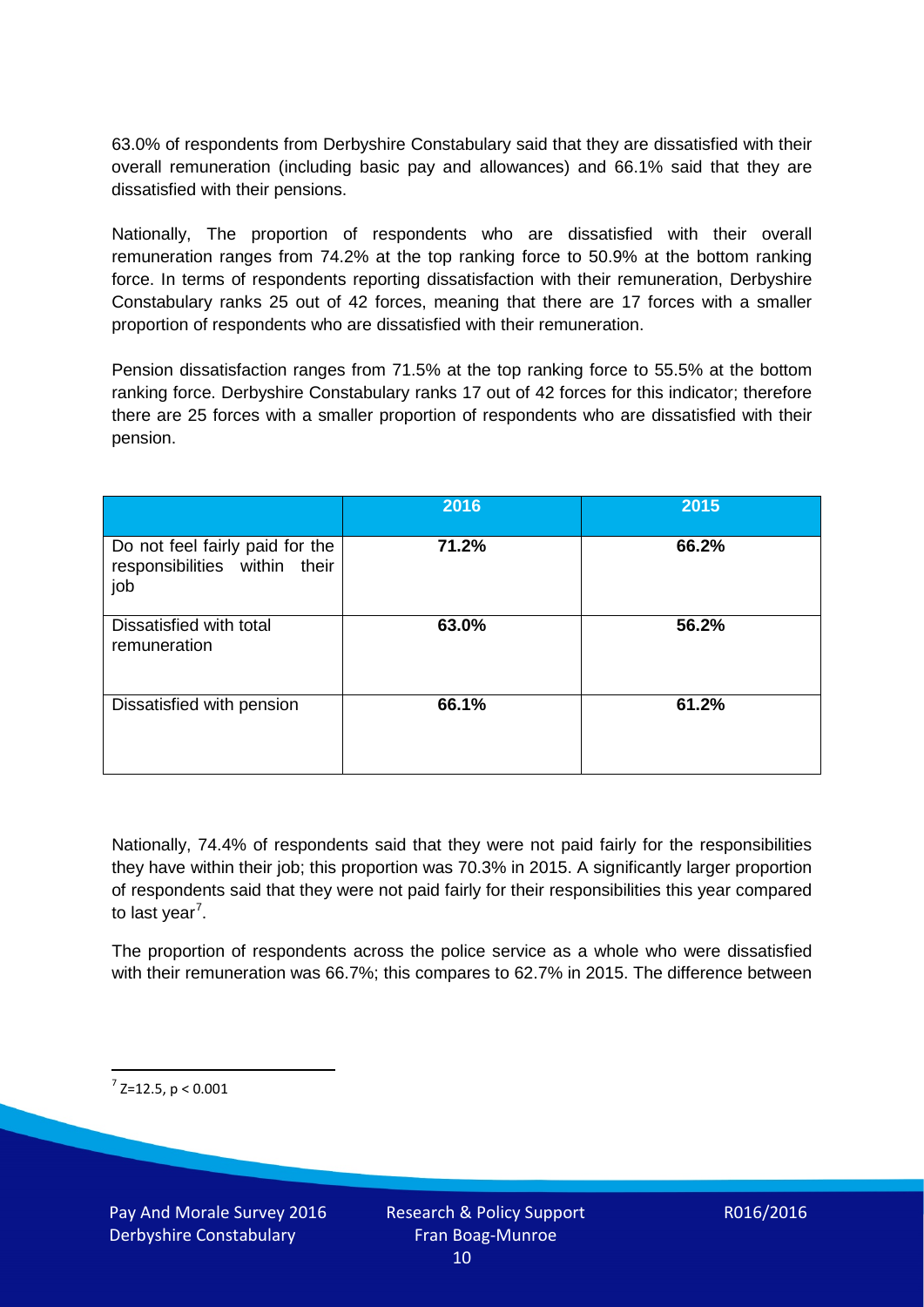63.0% of respondents from Derbyshire Constabulary said that they are dissatisfied with their overall remuneration (including basic pay and allowances) and 66.1% said that they are dissatisfied with their pensions.

Nationally, The proportion of respondents who are dissatisfied with their overall remuneration ranges from 74.2% at the top ranking force to 50.9% at the bottom ranking force. In terms of respondents reporting dissatisfaction with their remuneration, Derbyshire Constabulary ranks 25 out of 42 forces, meaning that there are 17 forces with a smaller proportion of respondents who are dissatisfied with their remuneration.

Pension dissatisfaction ranges from 71.5% at the top ranking force to 55.5% at the bottom ranking force. Derbyshire Constabulary ranks 17 out of 42 forces for this indicator; therefore there are 25 forces with a smaller proportion of respondents who are dissatisfied with their pension.

| | 2016 | 2015 |
|---|---|---|
| Do not feel fairly paid for the responsibilities within their job | **71.2%** | **66.2%** |
| Dissatisfied with total remuneration | **63.0%** | **56.2%** |
| Dissatisfied with pension | **66.1%** | **61.2%** |

Nationally, 74.4% of respondents said that they were not paid fairly for the responsibilities they have within their job; this proportion was 70.3% in 2015. A significantly larger proportion of respondents said that they were not paid fairly for their responsibilities this year compared to last year[7].

The proportion of respondents across the police service as a whole who were dissatisfied with their remuneration was 66.7%; this compares to 62.7% in 2015. The difference between

[7] $Z=12.5$, $p < 0.001$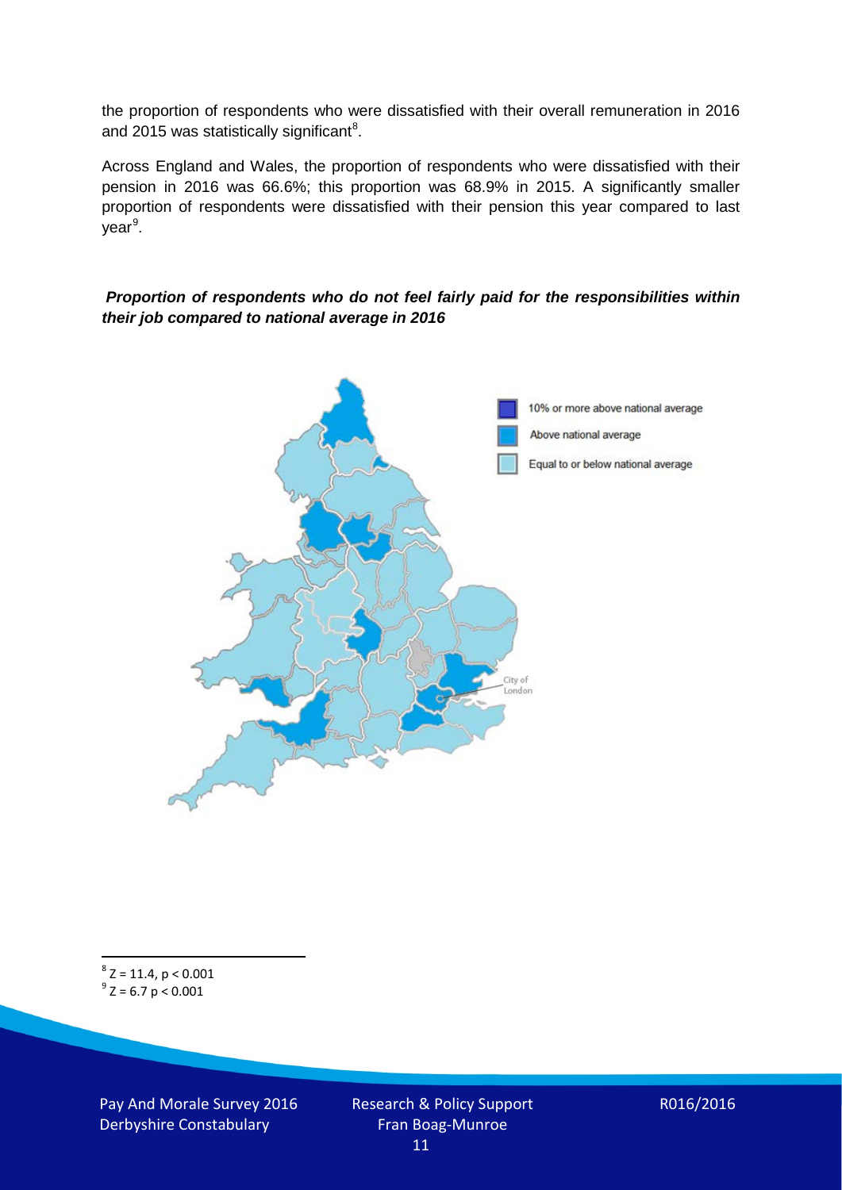the proportion of respondents who were dissatisfied with their overall remuneration in 2016 and 2015 was statistically significant[8].

Across England and Wales, the proportion of respondents who were dissatisfied with their pension in 2016 was 66.6%; this proportion was 68.9% in 2015. A significantly smaller proportion of respondents were dissatisfied with their pension this year compared to last year[9].

***Proportion of respondents who do not feel fairly paid for the responsibilities within their job compared to national average in 2016***

10% or more above national average

Above national average

Equal to or below national average

City of London

[8] $Z = 11.4$, $p < 0.001$

[9] $Z = 6.7$ $p < 0.001$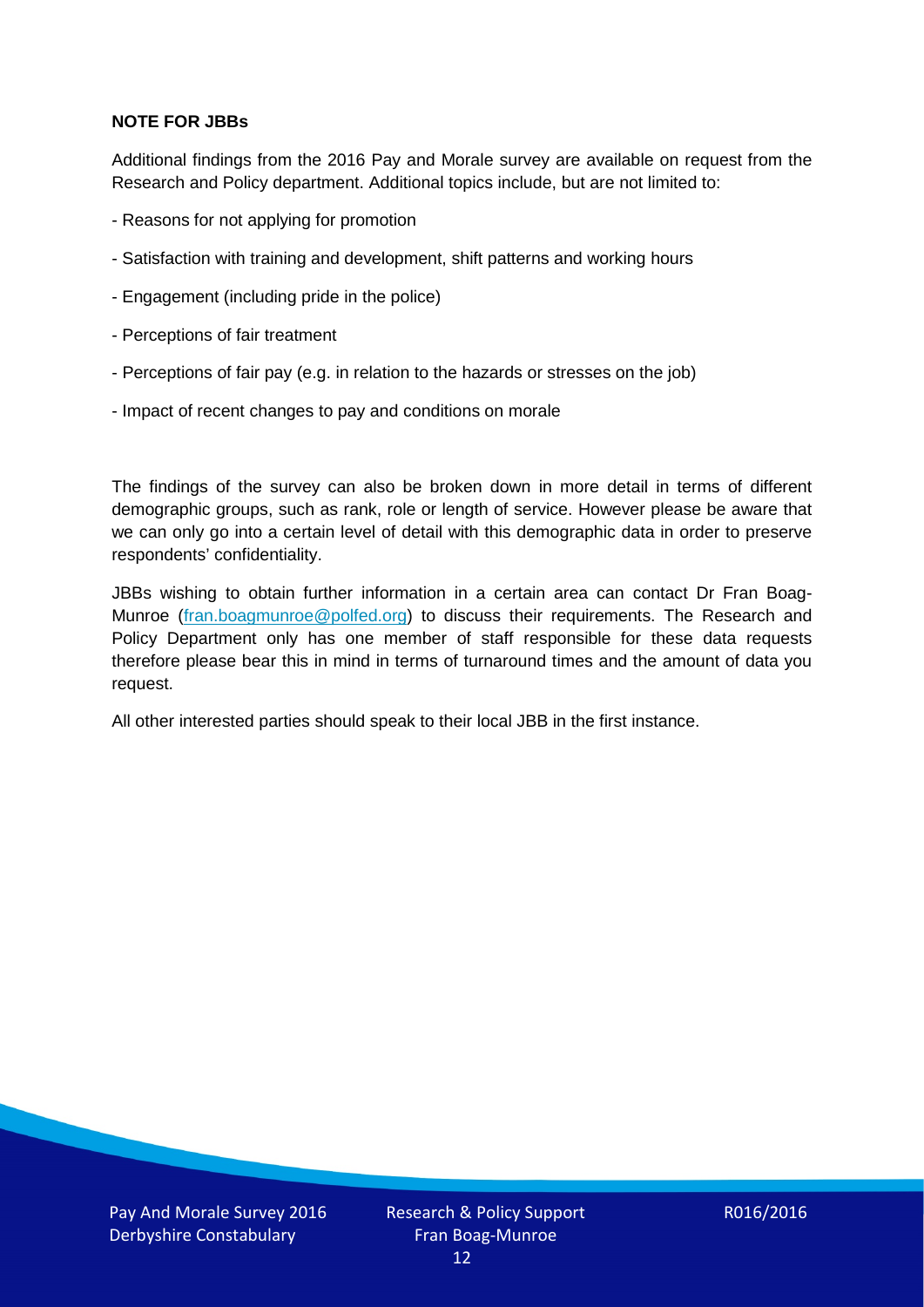**NOTE FOR JBBs**

Additional findings from the 2016 Pay and Morale survey are available on request from the Research and Policy department. Additional topics include, but are not limited to:

- Reasons for not applying for promotion
- Satisfaction with training and development, shift patterns and working hours
- Engagement (including pride in the police)
- Perceptions of fair treatment
- Perceptions of fair pay (e.g. in relation to the hazards or stresses on the job)
- Impact of recent changes to pay and conditions on morale

The findings of the survey can also be broken down in more detail in terms of different demographic groups, such as rank, role or length of service. However please be aware that we can only go into a certain level of detail with this demographic data in order to preserve respondents' confidentiality.

JBBs wishing to obtain further information in a certain area can contact Dr Fran Boag-Munroe (fran.boagmunroe@polfed.org) to discuss their requirements. The Research and Policy Department only has one member of staff responsible for these data requests therefore please bear this in mind in terms of turnaround times and the amount of data you request.

All other interested parties should speak to their local JBB in the first instance.